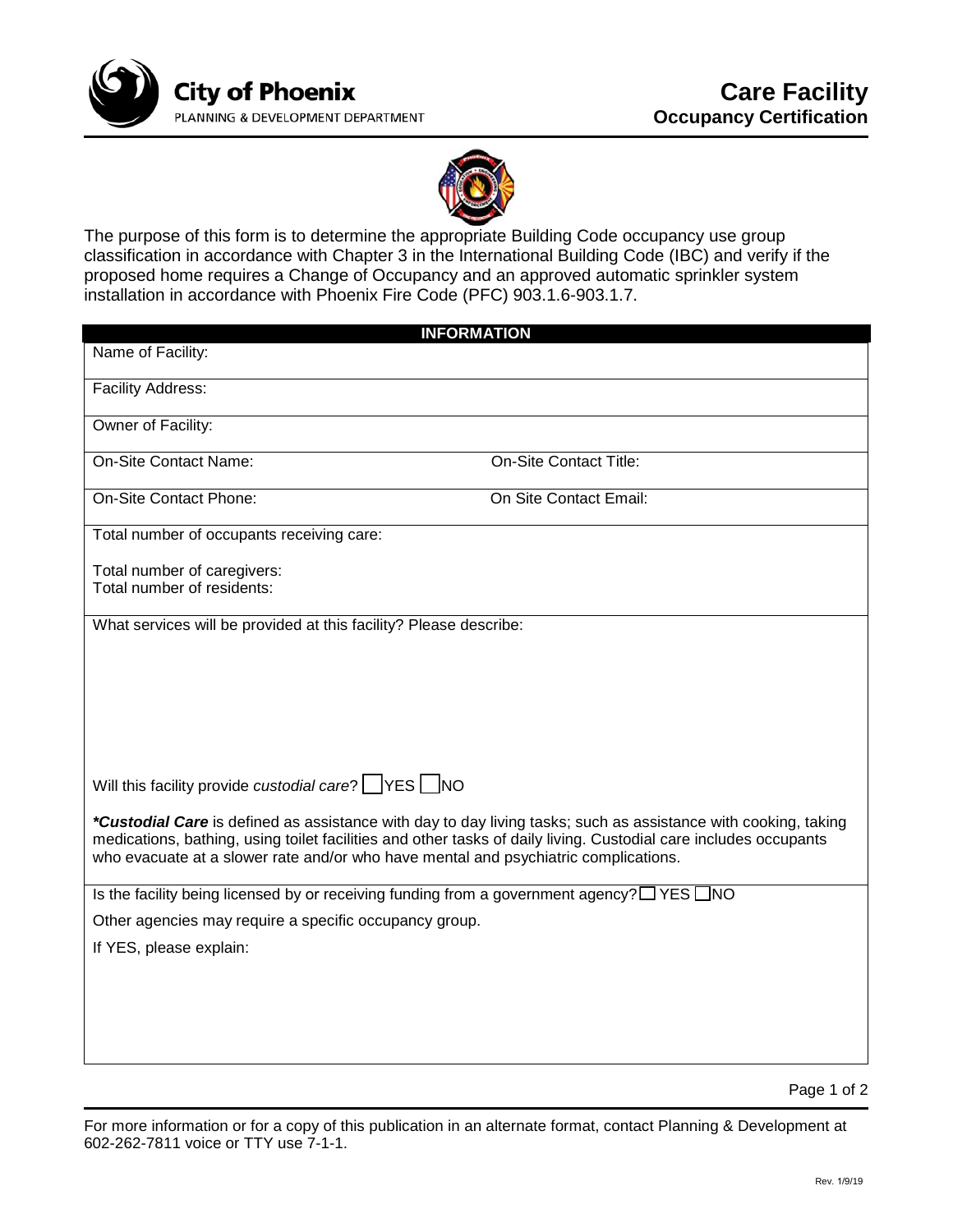City of Phoenix
PLANNING & DEVELOPMENT DEPARTMENT

# Care Facility
## Occupancy Certification

The purpose of this form is to determine the appropriate Building Code occupancy use group classification in accordance with Chapter 3 in the International Building Code (IBC) and verify if the proposed home requires a Change of Occupancy and an approved automatic sprinkler system installation in accordance with Phoenix Fire Code (PFC) 903.1.6-903.1.7.

### INFORMATION

Name of Facility:

Facility Address:

Owner of Facility:

On-Site Contact Name: On-Site Contact Title:

On-Site Contact Phone: On Site Contact Email:

Total number of occupants receiving care:

Total number of caregivers:
Total number of residents:

What services will be provided at this facility? Please describe:

Will this facility provide *custodial care*? ☐ YES ☐ NO

***Custodial Care** is defined as assistance with day to day living tasks; such as assistance with cooking, taking medications, bathing, using toilet facilities and other tasks of daily living. Custodial care includes occupants who evacuate at a slower rate and/or who have mental and psychiatric complications.

Is the facility being licensed by or receiving funding from a government agency? ☐ YES ☐ NO

Other agencies may require a specific occupancy group.

If YES, please explain:

For more information or for a copy of this publication in an alternate format, contact Planning & Development at 602-262-7811 voice or TTY use 7-1-1.

Rev. 1/9/19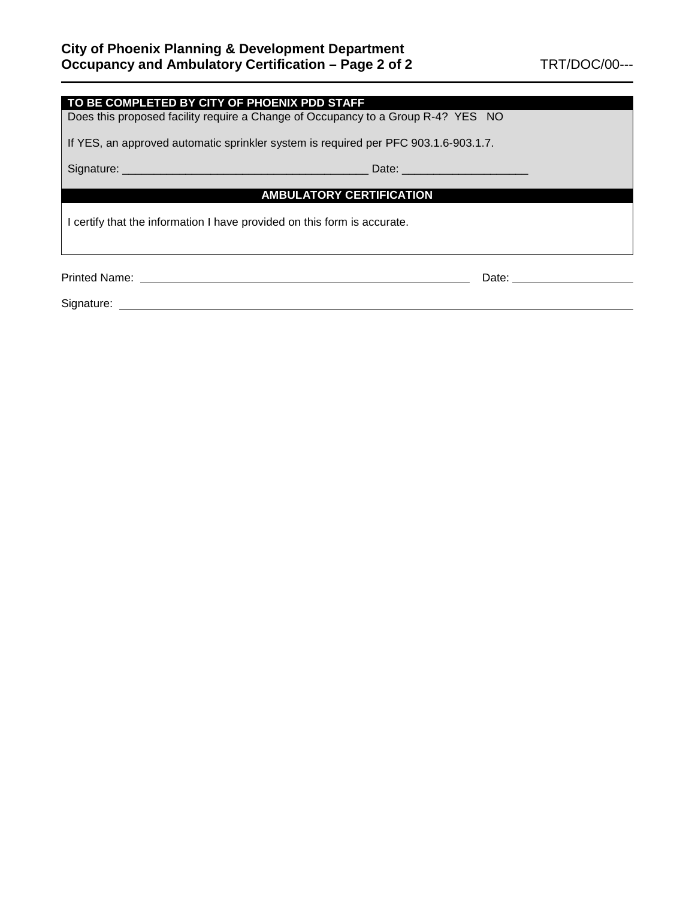**TO BE COMPLETED BY CITY OF PHOENIX PDD STAFF**

Does this proposed facility require a Change of Occupancy to a Group R-4? YES NO

If YES, an approved automatic sprinkler system is required per PFC 903.1.6-903.1.7.

Signature: ______________________________________ Date: ___________________

**AMBULATORY CERTIFICATION**

I certify that the information I have provided on this form is accurate.

Printed Name: ______________________________________ Date: ___________________

Signature: ______________________________________